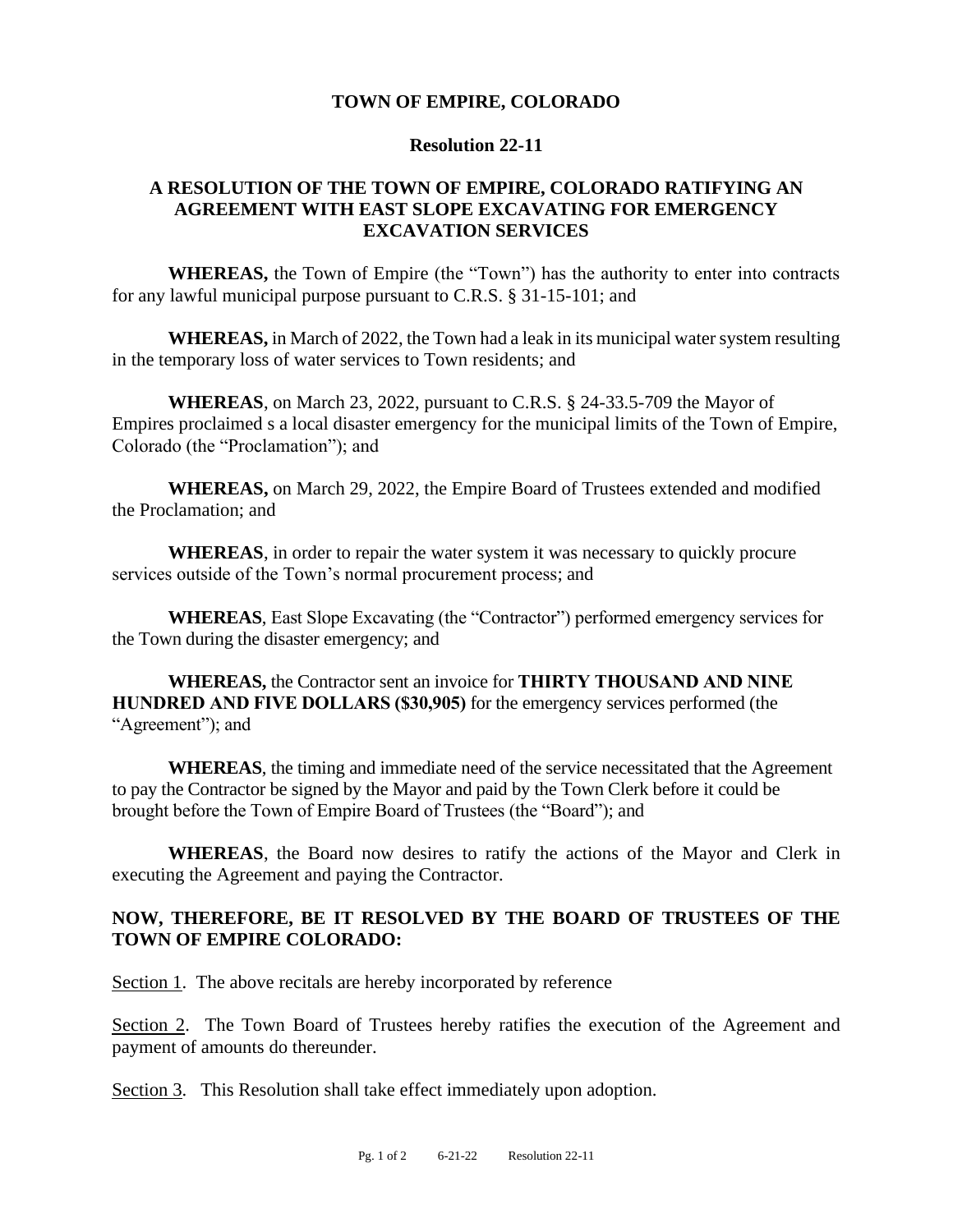# TOWN OF EMPIRE, COLORADO

## Resolution 22-11

## A RESOLUTION OF THE TOWN OF EMPIRE, COLORADO RATIFYING AN AGREEMENT WITH EAST SLOPE EXCAVATING FOR EMERGENCY EXCAVATION SERVICES

**WHEREAS,** the Town of Empire (the "Town") has the authority to enter into contracts for any lawful municipal purpose pursuant to C.R.S. § 31-15-101; and

**WHEREAS,** in March of 2022, the Town had a leak in its municipal water system resulting in the temporary loss of water services to Town residents; and

**WHEREAS**, on March 23, 2022, pursuant to C.R.S. § 24-33.5-709 the Mayor of Empires proclaimed s a local disaster emergency for the municipal limits of the Town of Empire, Colorado (the "Proclamation"); and

**WHEREAS,** on March 29, 2022, the Empire Board of Trustees extended and modified the Proclamation; and

**WHEREAS**, in order to repair the water system it was necessary to quickly procure services outside of the Town's normal procurement process; and

**WHEREAS**, East Slope Excavating (the "Contractor") performed emergency services for the Town during the disaster emergency; and

**WHEREAS,** the Contractor sent an invoice for **THIRTY THOUSAND AND NINE HUNDRED AND FIVE DOLLARS ($30,905)** for the emergency services performed (the "Agreement"); and

**WHEREAS**, the timing and immediate need of the service necessitated that the Agreement to pay the Contractor be signed by the Mayor and paid by the Town Clerk before it could be brought before the Town of Empire Board of Trustees (the "Board"); and

**WHEREAS**, the Board now desires to ratify the actions of the Mayor and Clerk in executing the Agreement and paying the Contractor.

**NOW, THEREFORE, BE IT RESOLVED BY THE BOARD OF TRUSTEES OF THE TOWN OF EMPIRE COLORADO:**

Section 1. The above recitals are hereby incorporated by reference

Section 2. The Town Board of Trustees hereby ratifies the execution of the Agreement and payment of amounts do thereunder.

Section 3. This Resolution shall take effect immediately upon adoption.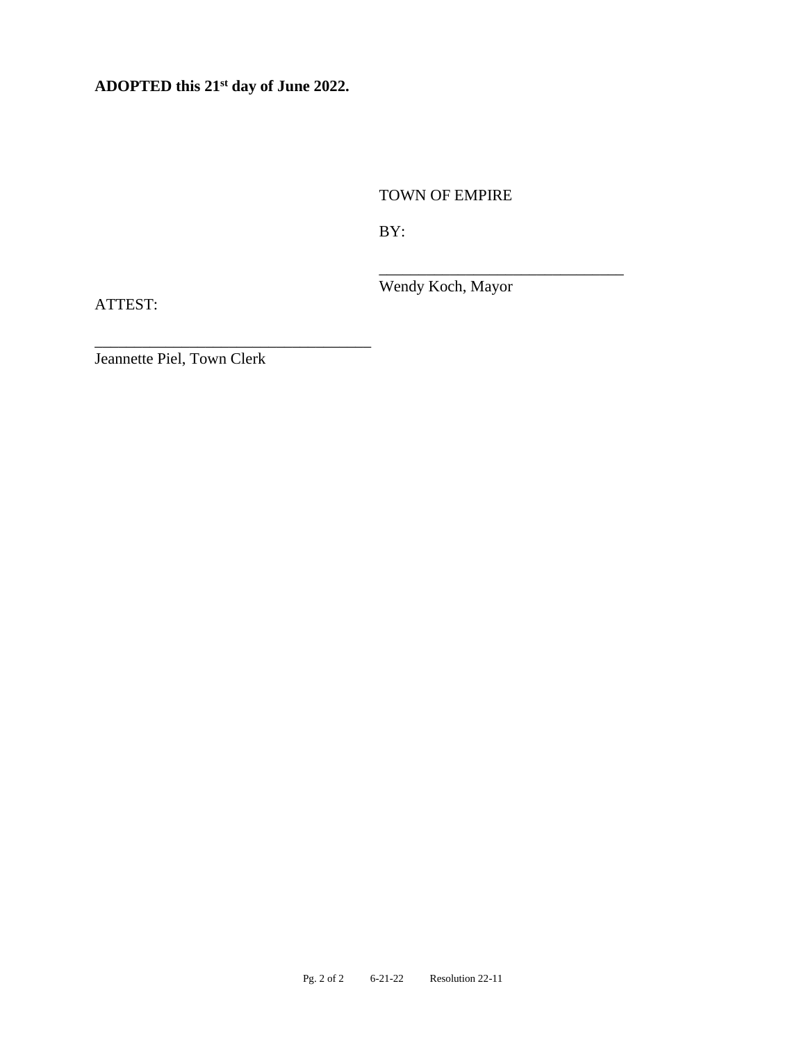**ADOPTED this 21st day of June 2022.**

TOWN OF EMPIRE

BY:

\_\_\_\_\_\_\_\_\_\_\_\_\_\_\_\_\_\_\_\_\_\_\_\_\_\_\_\_\_\_\_\_

Wendy Koch, Mayor

ATTEST:

\_\_\_\_\_\_\_\_\_\_\_\_\_\_\_\_\_\_\_\_\_\_\_\_\_\_\_\_\_\_\_\_\_\_\_\_

Jeannette Piel, Town Clerk